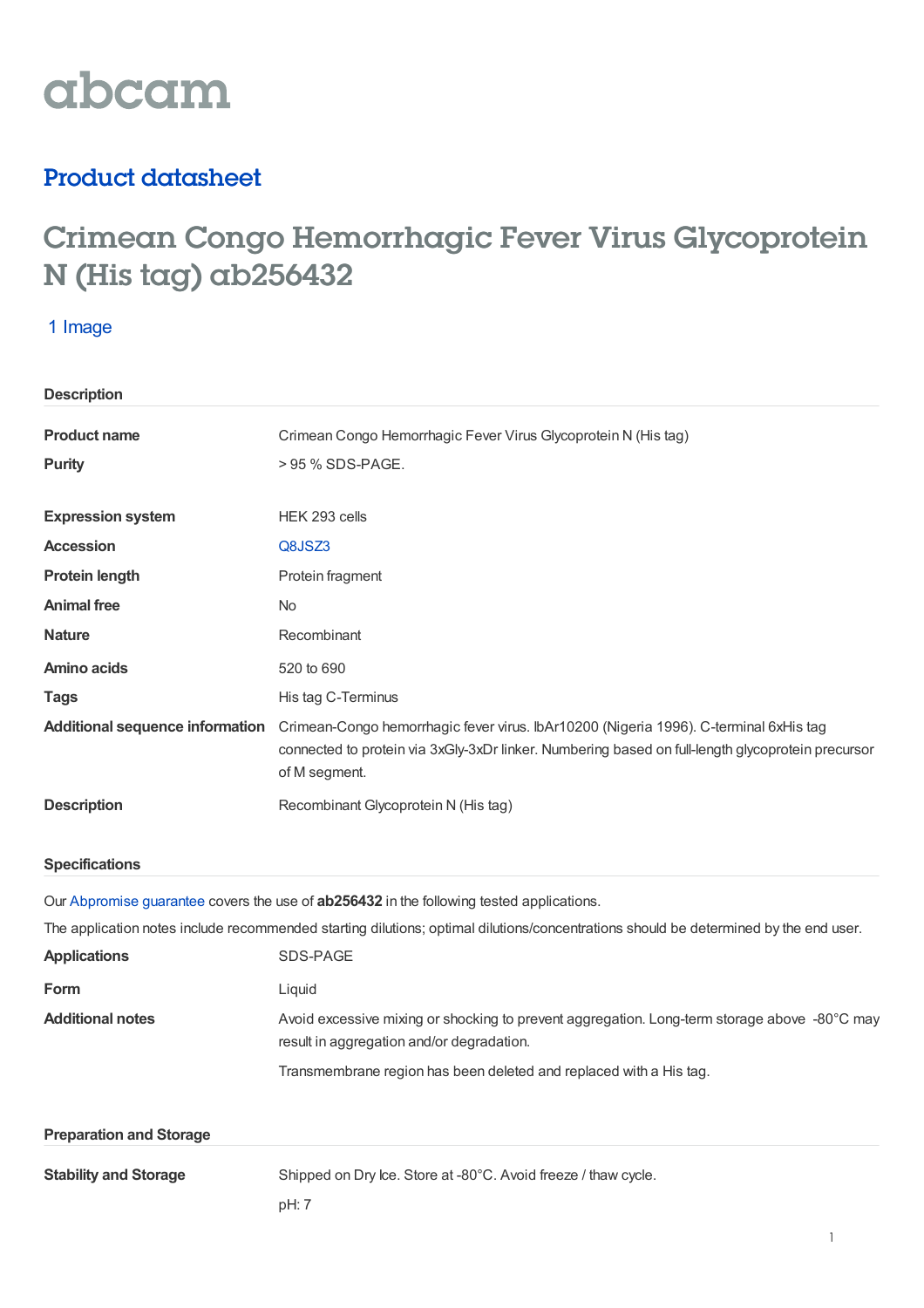abcam

## Product datasheet

# Crimean Congo Hemorrhagic Fever Virus Glycoprotein N (His tag) ab256432

1 Image

### Description

| | |
|---|---|
| **Product name** | Crimean Congo Hemorrhagic Fever Virus Glycoprotein N (His tag) |
| **Purity** | > 95 % SDS-PAGE. |
| **Expression system** | HEK 293 cells |
| **Accession** | Q8JSZ3 |
| **Protein length** | Protein fragment |
| **Animal free** | No |
| **Nature** | Recombinant |
| **Amino acids** | 520 to 690 |
| **Tags** | His tag C-Terminus |
| **Additional sequence information** | Crimean-Congo hemorrhagic fever virus. IbAr10200 (Nigeria 1996). C-terminal 6xHis tag connected to protein via 3xGly-3xDr linker. Numbering based on full-length glycoprotein precursor of M segment. |
| **Description** | Recombinant Glycoprotein N (His tag) |

### Specifications

Our Abpromise guarantee covers the use of **ab256432** in the following tested applications.

The application notes include recommended starting dilutions; optimal dilutions/concentrations should be determined by the end user.

| | |
|---|---|
| **Applications** | SDS-PAGE |
| **Form** | Liquid |
| **Additional notes** | Avoid excessive mixing or shocking to prevent aggregation. Long-term storage above -80°C may result in aggregation and/or degradation.<br><br>Transmembrane region has been deleted and replaced with a His tag. |

### Preparation and Storage

| | |
|---|---|
| **Stability and Storage** | Shipped on Dry Ice. Store at -80°C. Avoid freeze / thaw cycle.<br><br>pH: 7 |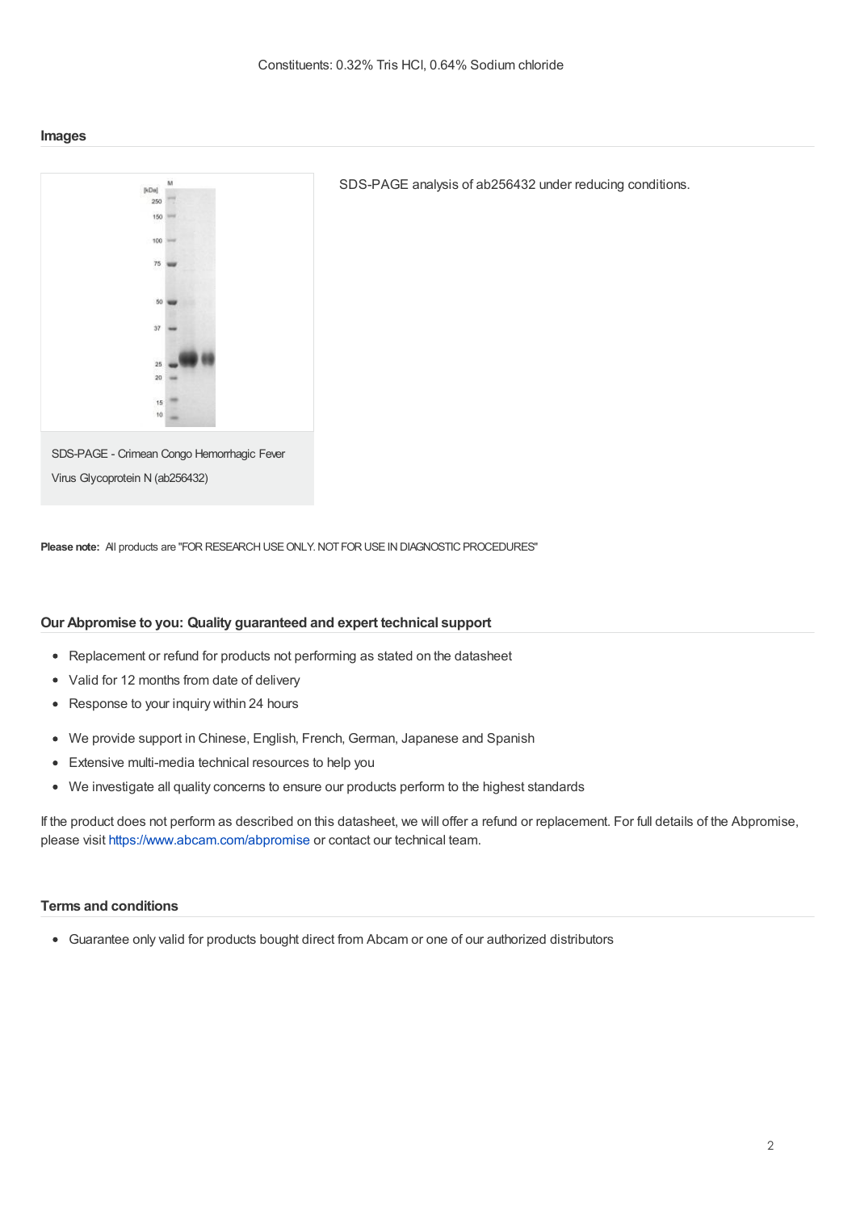Constituents: 0.32% Tris HCl, 0.64% Sodium chloride

## Images

[kDa]
M
250
150
100
75
50
37
25
20
15
10

SDS-PAGE - Crimean Congo Hemorrhagic Fever Virus Glycoprotein N (ab256432)

SDS-PAGE analysis of ab256432 under reducing conditions.

**Please note:** All products are "FOR RESEARCH USE ONLY. NOT FOR USE IN DIAGNOSTIC PROCEDURES"

## Our Abpromise to you: Quality guaranteed and expert technical support

- Replacement or refund for products not performing as stated on the datasheet
- Valid for 12 months from date of delivery
- Response to your inquiry within 24 hours
- We provide support in Chinese, English, French, German, Japanese and Spanish
- Extensive multi-media technical resources to help you
- We investigate all quality concerns to ensure our products perform to the highest standards

If the product does not perform as described on this datasheet, we will offer a refund or replacement. For full details of the Abpromise, please visit https://www.abcam.com/abpromise or contact our technical team.

## Terms and conditions

- Guarantee only valid for products bought direct from Abcam or one of our authorized distributors